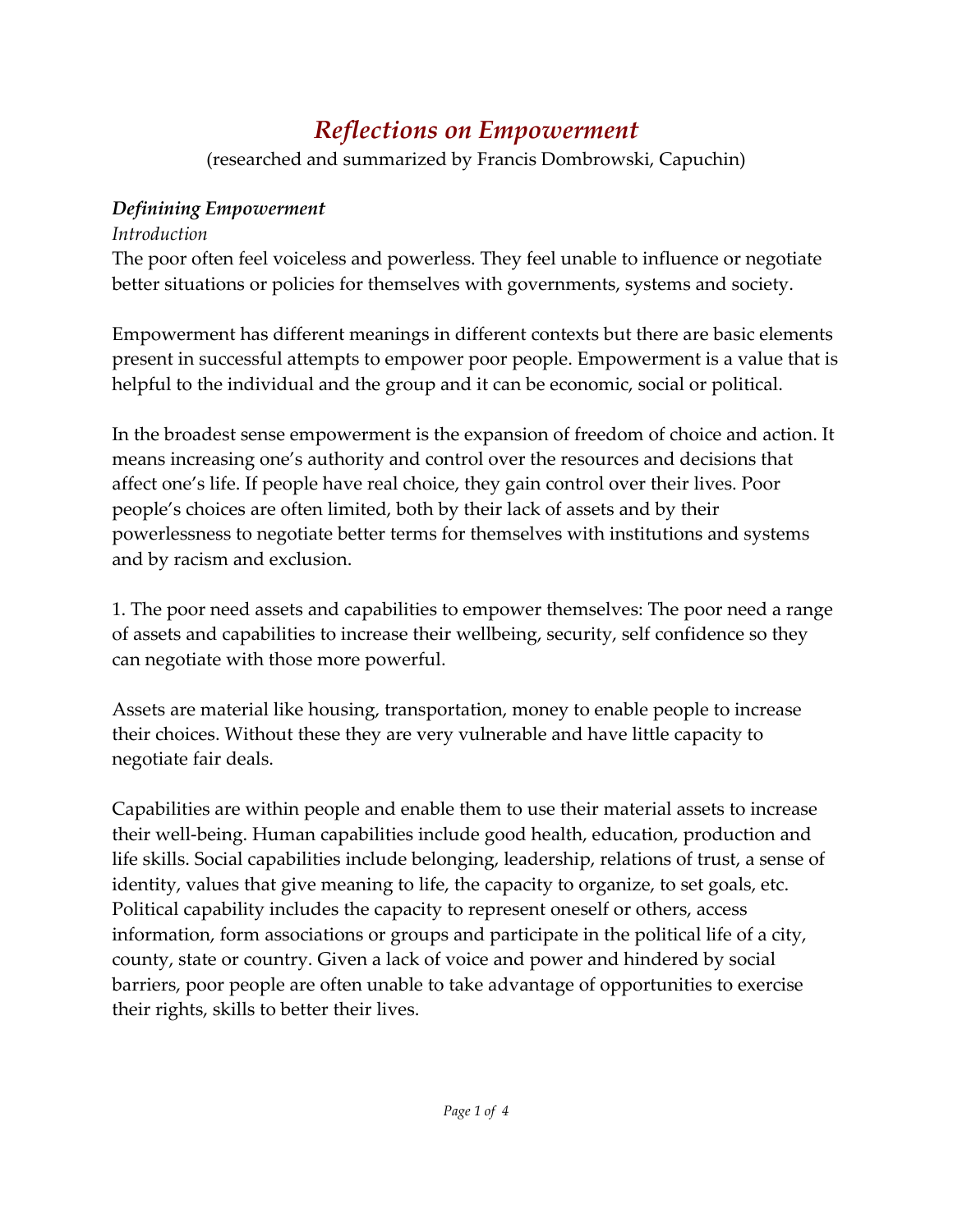# *Reflections on Empowerment*

(researched and summarized by Francis Dombrowski, Capuchin)

### *Defining Empowerment*

*Introduction*

The poor often feel voiceless and powerless. They feel unable to influence or negotiate better situations or policies for themselves with governments, systems and society.

Empowerment has different meanings in different contexts but there are basic elements present in successful attempts to empower poor people. Empowerment is a value that is helpful to the individual and the group and it can be economic, social or political.

In the broadest sense empowerment is the expansion of freedom of choice and action. It means increasing one's authority and control over the resources and decisions that affect one's life. If people have real choice, they gain control over their lives. Poor people's choices are often limited, both by their lack of assets and by their powerlessness to negotiate better terms for themselves with institutions and systems and by racism and exclusion.

1. The poor need assets and capabilities to empower themselves: The poor need a range of assets and capabilities to increase their wellbeing, security, self confidence so they can negotiate with those more powerful.

Assets are material like housing, transportation, money to enable people to increase their choices. Without these they are very vulnerable and have little capacity to negotiate fair deals.

Capabilities are within people and enable them to use their material assets to increase their well-being. Human capabilities include good health, education, production and life skills. Social capabilities include belonging, leadership, relations of trust, a sense of identity, values that give meaning to life, the capacity to organize, to set goals, etc. Political capability includes the capacity to represent oneself or others, access information, form associations or groups and participate in the political life of a city, county, state or country. Given a lack of voice and power and hindered by social barriers, poor people are often unable to take advantage of opportunities to exercise their rights, skills to better their lives.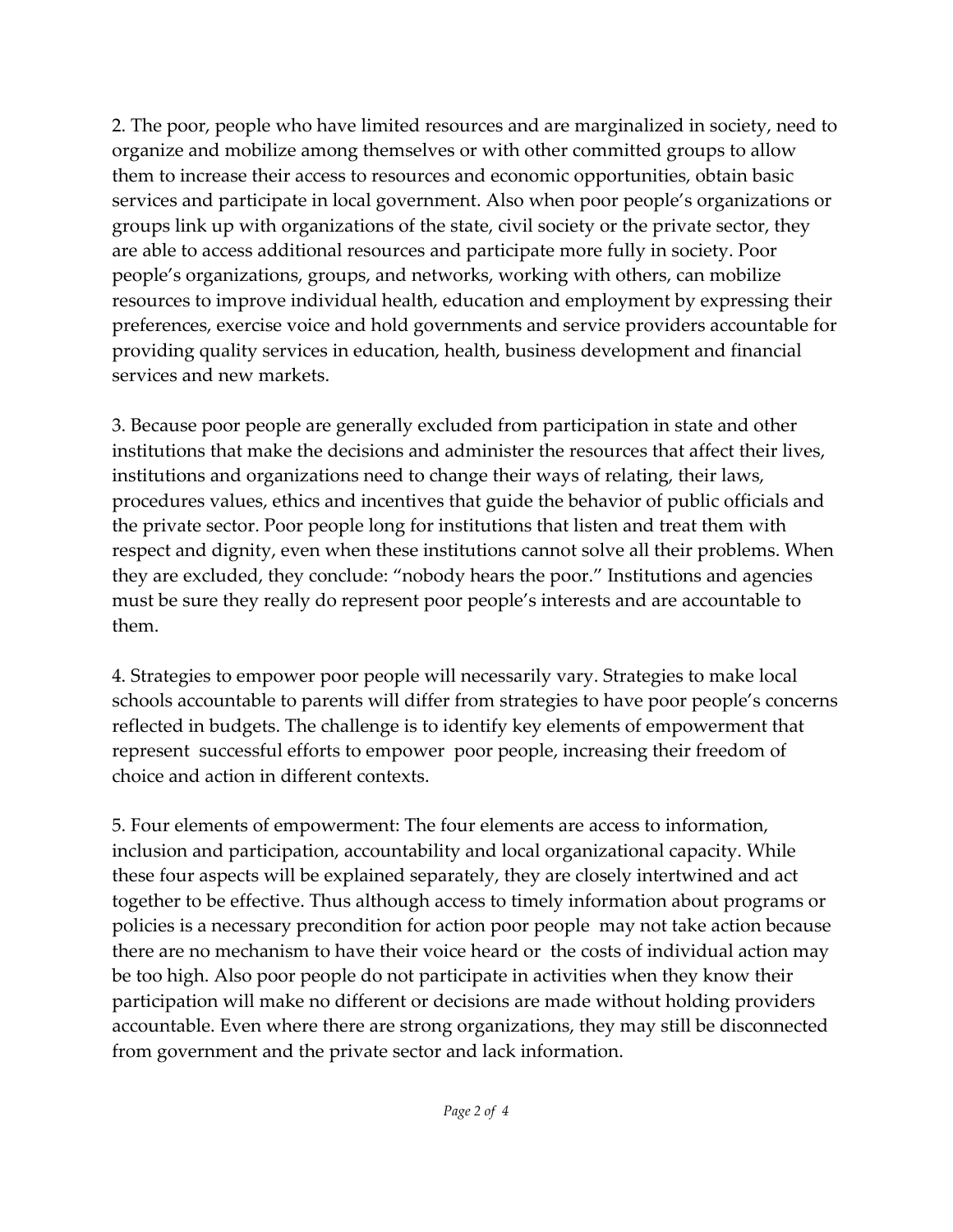2. The poor, people who have limited resources and are marginalized in society, need to organize and mobilize among themselves or with other committed groups to allow them to increase their access to resources and economic opportunities, obtain basic services and participate in local government. Also when poor people's organizations or groups link up with organizations of the state, civil society or the private sector, they are able to access additional resources and participate more fully in society. Poor people's organizations, groups, and networks, working with others, can mobilize resources to improve individual health, education and employment by expressing their preferences, exercise voice and hold governments and service providers accountable for providing quality services in education, health, business development and financial services and new markets.

3. Because poor people are generally excluded from participation in state and other institutions that make the decisions and administer the resources that affect their lives, institutions and organizations need to change their ways of relating, their laws, procedures values, ethics and incentives that guide the behavior of public officials and the private sector. Poor people long for institutions that listen and treat them with respect and dignity, even when these institutions cannot solve all their problems. When they are excluded, they conclude: "nobody hears the poor." Institutions and agencies must be sure they really do represent poor people's interests and are accountable to them.

4. Strategies to empower poor people will necessarily vary. Strategies to make local schools accountable to parents will differ from strategies to have poor people's concerns reflected in budgets. The challenge is to identify key elements of empowerment that represent successful efforts to empower poor people, increasing their freedom of choice and action in different contexts.

5. Four elements of empowerment: The four elements are access to information, inclusion and participation, accountability and local organizational capacity. While these four aspects will be explained separately, they are closely intertwined and act together to be effective. Thus although access to timely information about programs or policies is a necessary precondition for action poor people may not take action because there are no mechanism to have their voice heard or the costs of individual action may be too high. Also poor people do not participate in activities when they know their participation will make no different or decisions are made without holding providers accountable. Even where there are strong organizations, they may still be disconnected from government and the private sector and lack information.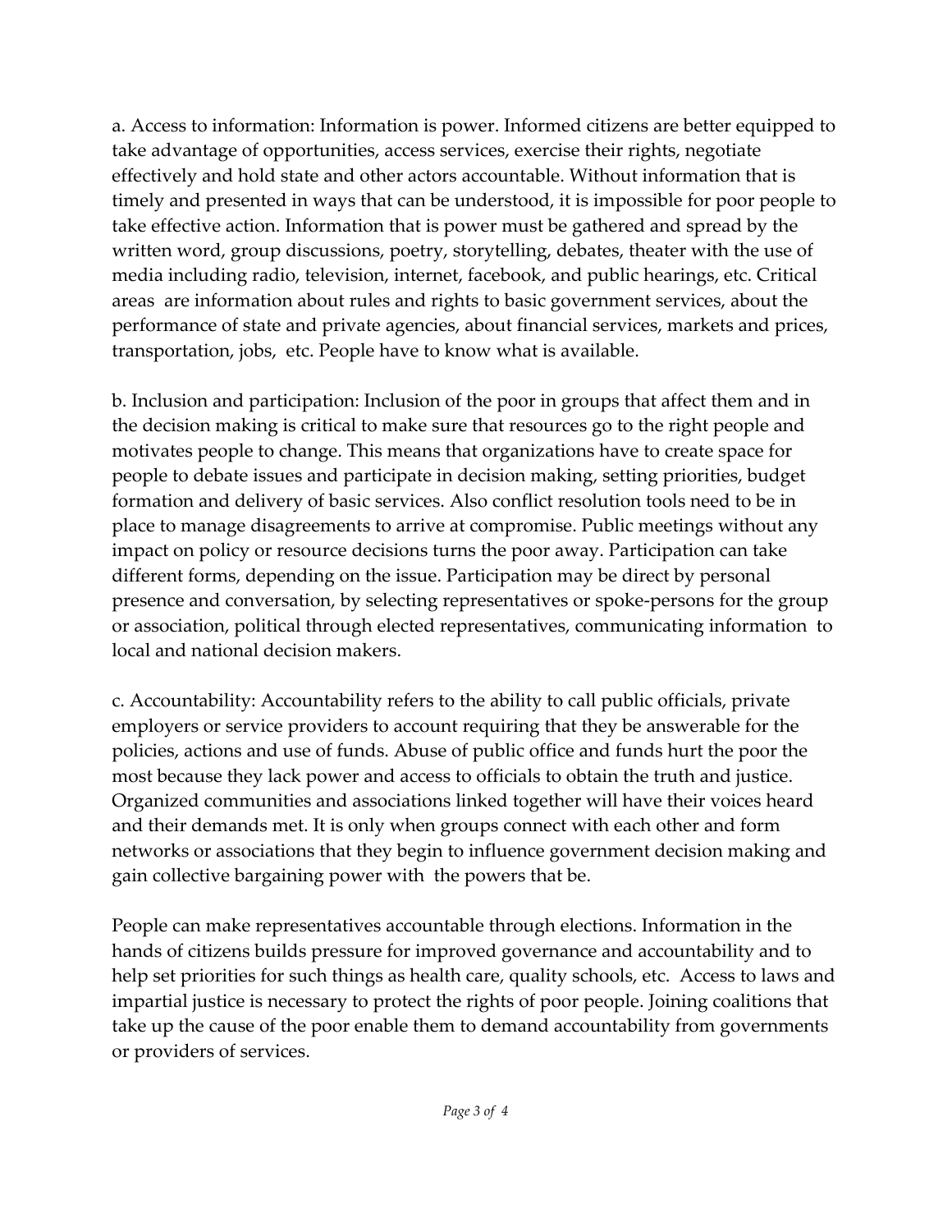a. Access to information: Information is power. Informed citizens are better equipped to take advantage of opportunities, access services, exercise their rights, negotiate effectively and hold state and other actors accountable. Without information that is timely and presented in ways that can be understood, it is impossible for poor people to take effective action. Information that is power must be gathered and spread by the written word, group discussions, poetry, storytelling, debates, theater with the use of media including radio, television, internet, facebook, and public hearings, etc. Critical areas are information about rules and rights to basic government services, about the performance of state and private agencies, about financial services, markets and prices, transportation, jobs, etc. People have to know what is available.

b. Inclusion and participation: Inclusion of the poor in groups that affect them and in the decision making is critical to make sure that resources go to the right people and motivates people to change. This means that organizations have to create space for people to debate issues and participate in decision making, setting priorities, budget formation and delivery of basic services. Also conflict resolution tools need to be in place to manage disagreements to arrive at compromise. Public meetings without any impact on policy or resource decisions turns the poor away. Participation can take different forms, depending on the issue. Participation may be direct by personal presence and conversation, by selecting representatives or spoke-persons for the group or association, political through elected representatives, communicating information to local and national decision makers.

c. Accountability: Accountability refers to the ability to call public officials, private employers or service providers to account requiring that they be answerable for the policies, actions and use of funds. Abuse of public office and funds hurt the poor the most because they lack power and access to officials to obtain the truth and justice. Organized communities and associations linked together will have their voices heard and their demands met. It is only when groups connect with each other and form networks or associations that they begin to influence government decision making and gain collective bargaining power with the powers that be.

People can make representatives accountable through elections. Information in the hands of citizens builds pressure for improved governance and accountability and to help set priorities for such things as health care, quality schools, etc. Access to laws and impartial justice is necessary to protect the rights of poor people. Joining coalitions that take up the cause of the poor enable them to demand accountability from governments or providers of services.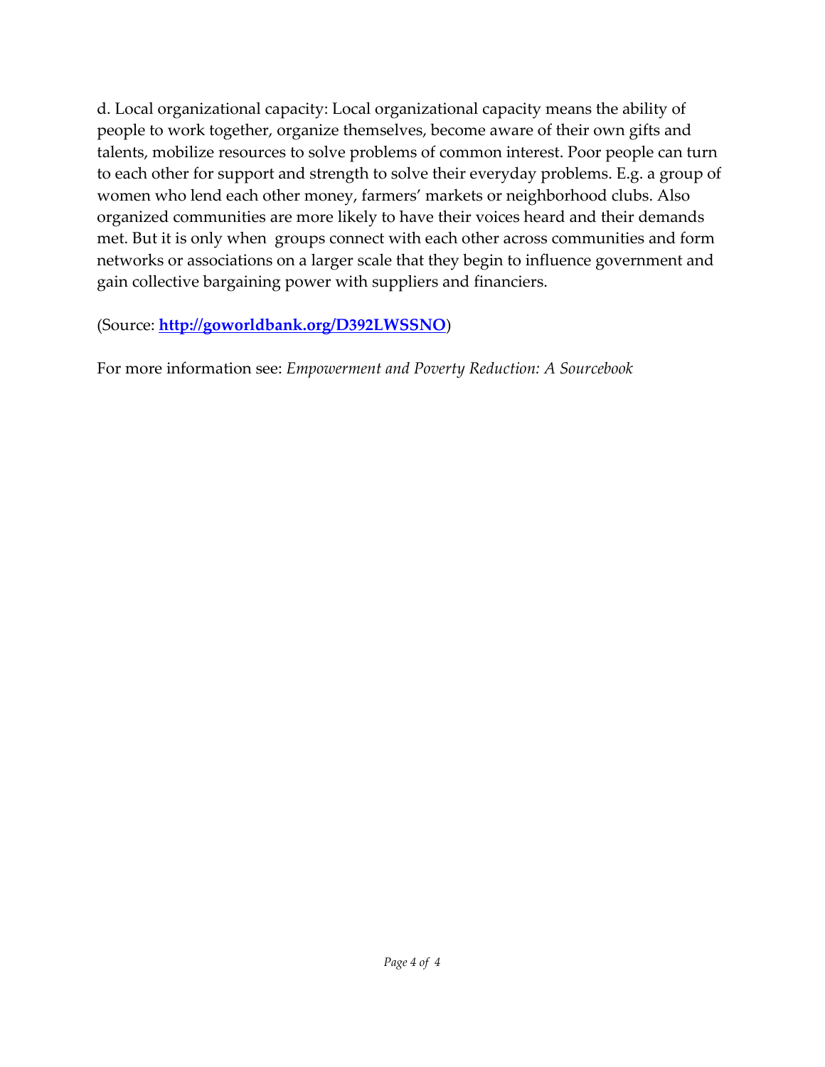d. Local organizational capacity: Local organizational capacity means the ability of people to work together, organize themselves, become aware of their own gifts and talents, mobilize resources to solve problems of common interest. Poor people can turn to each other for support and strength to solve their everyday problems. E.g. a group of women who lend each other money, farmers' markets or neighborhood clubs. Also organized communities are more likely to have their voices heard and their demands met. But it is only when groups connect with each other across communities and form networks or associations on a larger scale that they begin to influence government and gain collective bargaining power with suppliers and financiers.

(Source: **http://goworldbank.org/D392LWSSNO**)

For more information see: *Empowerment and Poverty Reduction: A Sourcebook*